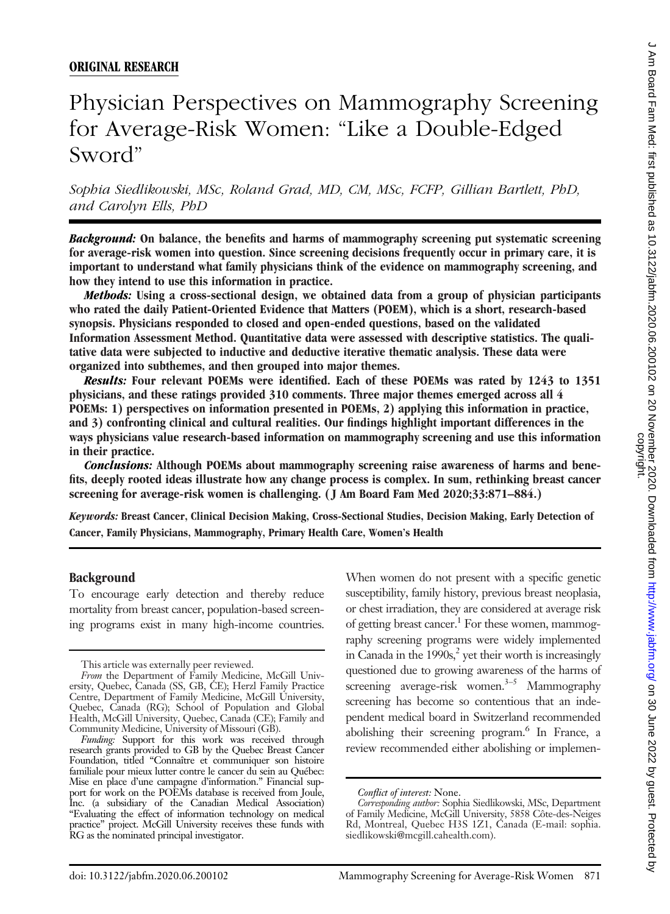**ORIGINAL RESEARCH**

# Physician Perspectives on Mammography Screening for Average-Risk Women: "Like a Double-Edged Sword"

*Sophia Siedlikowski, MSc, Roland Grad, MD, CM, MSc, FCFP, Gillian Bartlett, PhD, and Carolyn Ells, PhD*

***Background:*** **On balance, the benefits and harms of mammography screening put systematic screening for average-risk women into question. Since screening decisions frequently occur in primary care, it is important to understand what family physicians think of the evidence on mammography screening, and how they intend to use this information in practice.**

***Methods:*** **Using a cross-sectional design, we obtained data from a group of physician participants who rated the daily Patient-Oriented Evidence that Matters (POEM), which is a short, research-based synopsis. Physicians responded to closed and open-ended questions, based on the validated Information Assessment Method. Quantitative data were assessed with descriptive statistics. The qualitative data were subjected to inductive and deductive iterative thematic analysis. These data were organized into subthemes, and then grouped into major themes.**

***Results:*** **Four relevant POEMs were identified. Each of these POEMs was rated by 1243 to 1351 physicians, and these ratings provided 310 comments. Three major themes emerged across all 4 POEMs: 1) perspectives on information presented in POEMs, 2) applying this information in practice, and 3) confronting clinical and cultural realities. Our findings highlight important differences in the ways physicians value research-based information on mammography screening and use this information in their practice.**

***Conclusions:*** **Although POEMs about mammography screening raise awareness of harms and benefits, deeply rooted ideas illustrate how any change process is complex. In sum, rethinking breast cancer screening for average-risk women is challenging. (J Am Board Fam Med 2020;33:871–884.)**

***Keywords:*** **Breast Cancer, Clinical Decision Making, Cross-Sectional Studies, Decision Making, Early Detection of Cancer, Family Physicians, Mammography, Primary Health Care, Women's Health**

## Background

To encourage early detection and thereby reduce mortality from breast cancer, population-based screening programs exist in many high-income countries. When women do not present with a specific genetic susceptibility, family history, previous breast neoplasia, or chest irradiation, they are considered at average risk of getting breast cancer.[1] For these women, mammography screening programs were widely implemented in Canada in the 1990s,[2] yet their worth is increasingly questioned due to growing awareness of the harms of screening average-risk women.[3–5] Mammography screening has become so contentious that an independent medical board in Switzerland recommended abolishing their screening program.[6] In France, a review recommended either abolishing or implemen-

This article was externally peer reviewed.

*From* the Department of Family Medicine, McGill University, Quebec, Canada (SS, GB, CE); Herzl Family Practice Centre, Department of Family Medicine, McGill University, Quebec, Canada (RG); School of Population and Global Health, McGill University, Quebec, Canada (CE); Family and Community Medicine, University of Missouri (GB).

*Funding:* Support for this work was received through research grants provided to GB by the Quebec Breast Cancer Foundation, titled "Connaître et communiquer son histoire familiale pour mieux lutter contre le cancer du sein au Québec: Mise en place d'une campagne d'information." Financial support for work on the POEMs database is received from Joule, Inc. (a subsidiary of the Canadian Medical Association) "Evaluating the effect of information technology on medical practice" project. McGill University receives these funds with RG as the nominated principal investigator.

*Conflict of interest:* None.

*Corresponding author:* Sophia Siedlikowski, MSc, Department of Family Medicine, McGill University, 5858 Côte-des-Neiges Rd, Montreal, Quebec H3S 1Z1, Canada (E-mail: sophia.siedlikowski@mcgill.cahealth.com).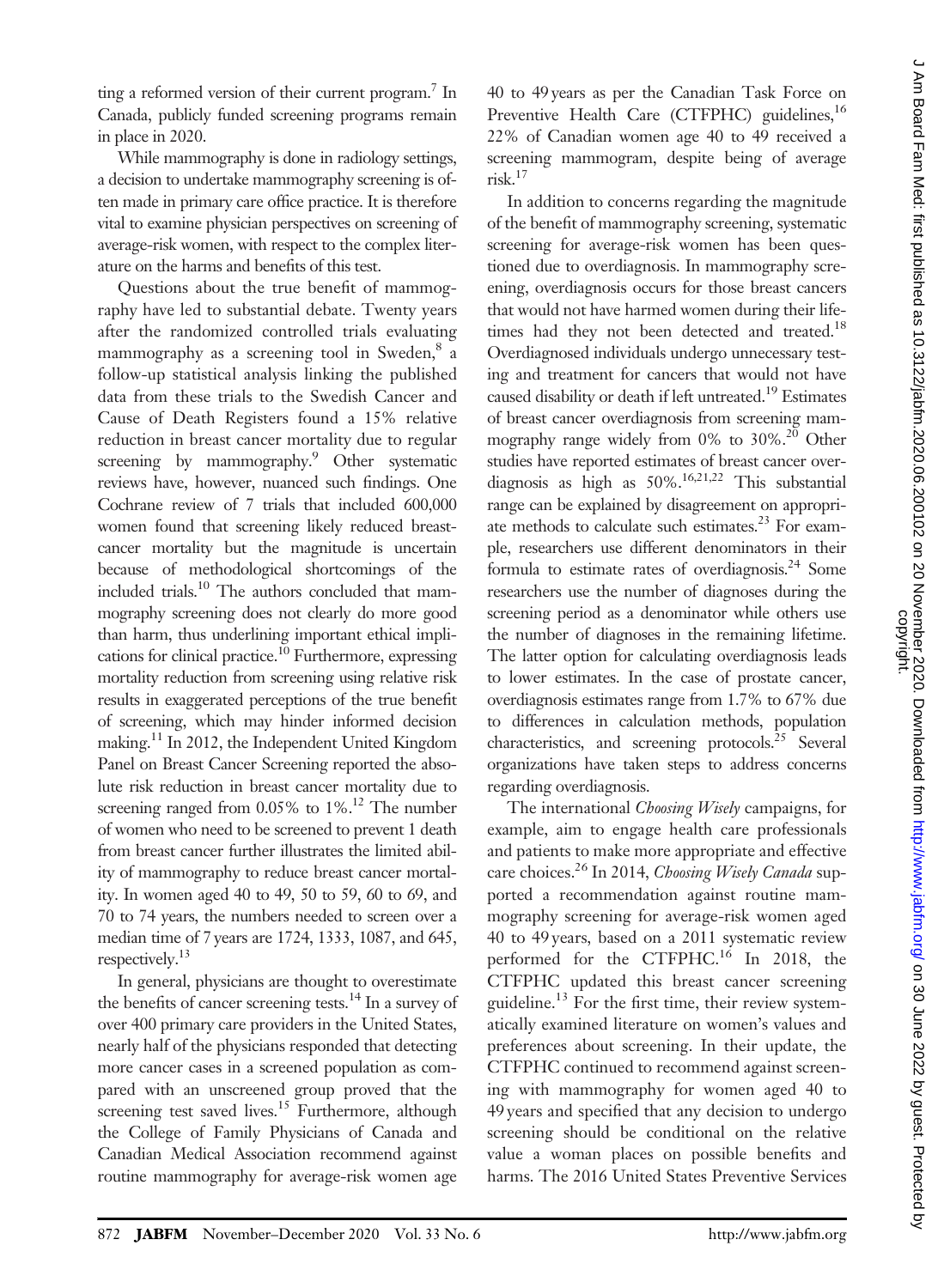ting a reformed version of their current program.[7] In Canada, publicly funded screening programs remain in place in 2020.

While mammography is done in radiology settings, a decision to undertake mammography screening is often made in primary care office practice. It is therefore vital to examine physician perspectives on screening of average-risk women, with respect to the complex literature on the harms and benefits of this test.

Questions about the true benefit of mammography have led to substantial debate. Twenty years after the randomized controlled trials evaluating mammography as a screening tool in Sweden,[8] a follow-up statistical analysis linking the published data from these trials to the Swedish Cancer and Cause of Death Registers found a 15% relative reduction in breast cancer mortality due to regular screening by mammography.[9] Other systematic reviews have, however, nuanced such findings. One Cochrane review of 7 trials that included 600,000 women found that screening likely reduced breast-cancer mortality but the magnitude is uncertain because of methodological shortcomings of the included trials.[10] The authors concluded that mammography screening does not clearly do more good than harm, thus underlining important ethical implications for clinical practice.[10] Furthermore, expressing mortality reduction from screening using relative risk results in exaggerated perceptions of the true benefit of screening, which may hinder informed decision making.[11] In 2012, the Independent United Kingdom Panel on Breast Cancer Screening reported the absolute risk reduction in breast cancer mortality due to screening ranged from 0.05% to 1%.[12] The number of women who need to be screened to prevent 1 death from breast cancer further illustrates the limited ability of mammography to reduce breast cancer mortality. In women aged 40 to 49, 50 to 59, 60 to 69, and 70 to 74 years, the numbers needed to screen over a median time of 7 years are 1724, 1333, 1087, and 645, respectively.[13]

In general, physicians are thought to overestimate the benefits of cancer screening tests.[14] In a survey of over 400 primary care providers in the United States, nearly half of the physicians responded that detecting more cancer cases in a screened population as compared with an unscreened group proved that the screening test saved lives.[15] Furthermore, although the College of Family Physicians of Canada and Canadian Medical Association recommend against routine mammography for average-risk women age 40 to 49 years as per the Canadian Task Force on Preventive Health Care (CTFPHC) guidelines,[16] 22% of Canadian women age 40 to 49 received a screening mammogram, despite being of average risk.[17]

In addition to concerns regarding the magnitude of the benefit of mammography screening, systematic screening for average-risk women has been questioned due to overdiagnosis. In mammography screening, overdiagnosis occurs for those breast cancers that would not have harmed women during their lifetimes had they not been detected and treated.[18] Overdiagnosed individuals undergo unnecessary testing and treatment for cancers that would not have caused disability or death if left untreated.[19] Estimates of breast cancer overdiagnosis from screening mammography range widely from 0% to 30%.[20] Other studies have reported estimates of breast cancer overdiagnosis as high as 50%.[16,21,22] This substantial range can be explained by disagreement on appropriate methods to calculate such estimates.[23] For example, researchers use different denominators in their formula to estimate rates of overdiagnosis.[24] Some researchers use the number of diagnoses during the screening period as a denominator while others use the number of diagnoses in the remaining lifetime. The latter option for calculating overdiagnosis leads to lower estimates. In the case of prostate cancer, overdiagnosis estimates range from 1.7% to 67% due to differences in calculation methods, population characteristics, and screening protocols.[25] Several organizations have taken steps to address concerns regarding overdiagnosis.

The international *Choosing Wisely* campaigns, for example, aim to engage health care professionals and patients to make more appropriate and effective care choices.[26] In 2014, *Choosing Wisely Canada* supported a recommendation against routine mammography screening for average-risk women aged 40 to 49 years, based on a 2011 systematic review performed for the CTFPHC.[16] In 2018, the CTFPHC updated this breast cancer screening guideline.[13] For the first time, their review systematically examined literature on women's values and preferences about screening. In their update, the CTFPHC continued to recommend against screening with mammography for women aged 40 to 49 years and specified that any decision to undergo screening should be conditional on the relative value a woman places on possible benefits and harms. The 2016 United States Preventive Services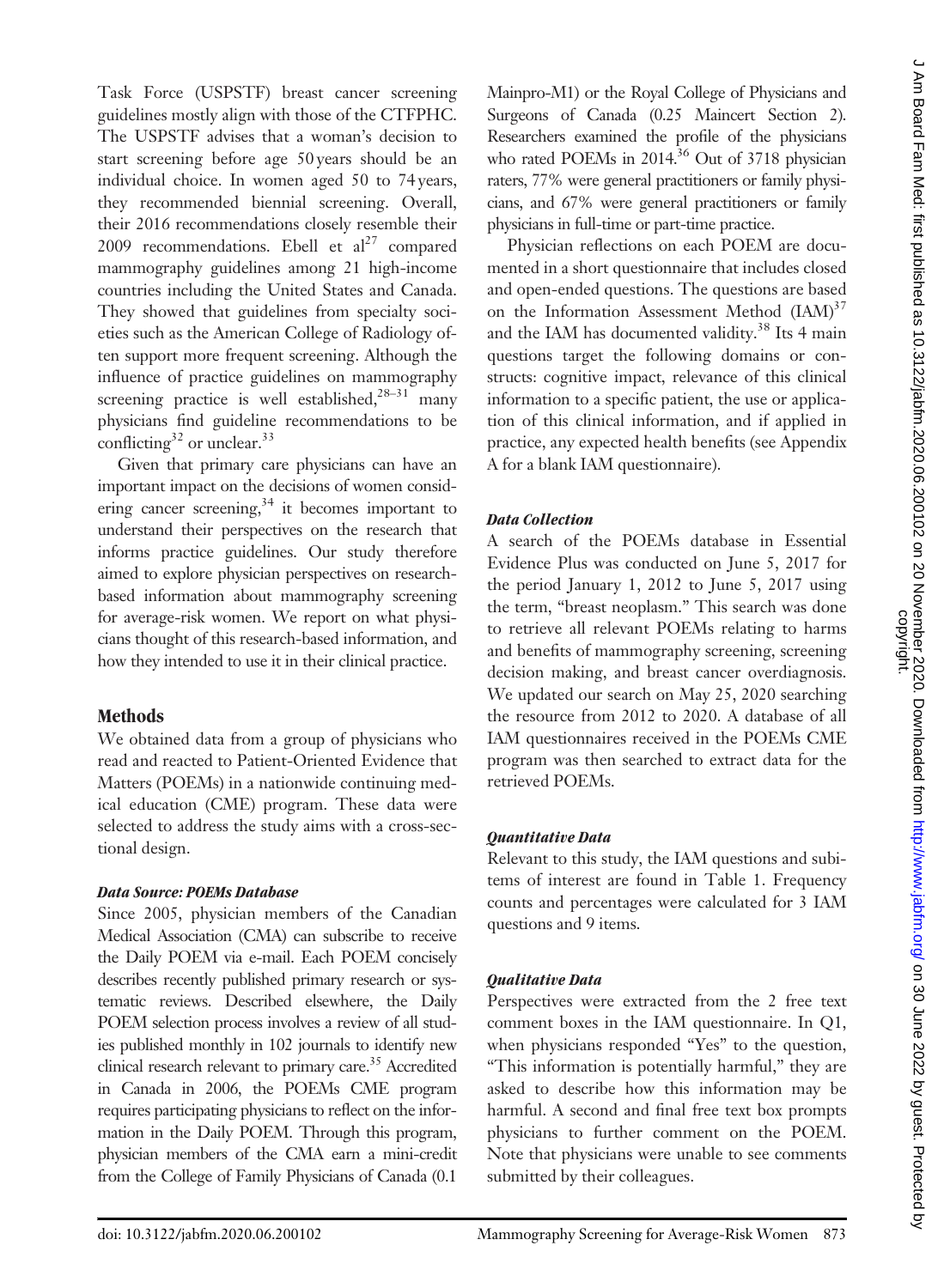Task Force (USPSTF) breast cancer screening guidelines mostly align with those of the CTFPHC. The USPSTF advises that a woman's decision to start screening before age 50 years should be an individual choice. In women aged 50 to 74 years, they recommended biennial screening. Overall, their 2016 recommendations closely resemble their 2009 recommendations. Ebell et al[27] compared mammography guidelines among 21 high-income countries including the United States and Canada. They showed that guidelines from specialty societies such as the American College of Radiology often support more frequent screening. Although the influence of practice guidelines on mammography screening practice is well established,[28–31] many physicians find guideline recommendations to be conflicting[32] or unclear.[33]

Given that primary care physicians can have an important impact on the decisions of women considering cancer screening,[34] it becomes important to understand their perspectives on the research that informs practice guidelines. Our study therefore aimed to explore physician perspectives on research-based information about mammography screening for average-risk women. We report on what physicians thought of this research-based information, and how they intended to use it in their clinical practice.

## Methods

We obtained data from a group of physicians who read and reacted to Patient-Oriented Evidence that Matters (POEMs) in a nationwide continuing medical education (CME) program. These data were selected to address the study aims with a cross-sectional design.

### *Data Source: POEMs Database*

Since 2005, physician members of the Canadian Medical Association (CMA) can subscribe to receive the Daily POEM via e-mail. Each POEM concisely describes recently published primary research or systematic reviews. Described elsewhere, the Daily POEM selection process involves a review of all studies published monthly in 102 journals to identify new clinical research relevant to primary care.[35] Accredited in Canada in 2006, the POEMs CME program requires participating physicians to reflect on the information in the Daily POEM. Through this program, physician members of the CMA earn a mini-credit from the College of Family Physicians of Canada (0.1 Mainpro-M1) or the Royal College of Physicians and Surgeons of Canada (0.25 Maincert Section 2). Researchers examined the profile of the physicians who rated POEMs in 2014.[36] Out of 3718 physician raters, 77% were general practitioners or family physicians, and 67% were general practitioners or family physicians in full-time or part-time practice.

Physician reflections on each POEM are documented in a short questionnaire that includes closed and open-ended questions. The questions are based on the Information Assessment Method (IAM)[37] and the IAM has documented validity.[38] Its 4 main questions target the following domains or constructs: cognitive impact, relevance of this clinical information to a specific patient, the use or application of this clinical information, and if applied in practice, any expected health benefits (see Appendix A for a blank IAM questionnaire).

### *Data Collection*

A search of the POEMs database in Essential Evidence Plus was conducted on June 5, 2017 for the period January 1, 2012 to June 5, 2017 using the term, "breast neoplasm." This search was done to retrieve all relevant POEMs relating to harms and benefits of mammography screening, screening decision making, and breast cancer overdiagnosis. We updated our search on May 25, 2020 searching the resource from 2012 to 2020. A database of all IAM questionnaires received in the POEMs CME program was then searched to extract data for the retrieved POEMs.

### *Quantitative Data*

Relevant to this study, the IAM questions and subitems of interest are found in Table 1. Frequency counts and percentages were calculated for 3 IAM questions and 9 items.

### *Qualitative Data*

Perspectives were extracted from the 2 free text comment boxes in the IAM questionnaire. In Q1, when physicians responded "Yes" to the question, "This information is potentially harmful," they are asked to describe how this information may be harmful. A second and final free text box prompts physicians to further comment on the POEM. Note that physicians were unable to see comments submitted by their colleagues.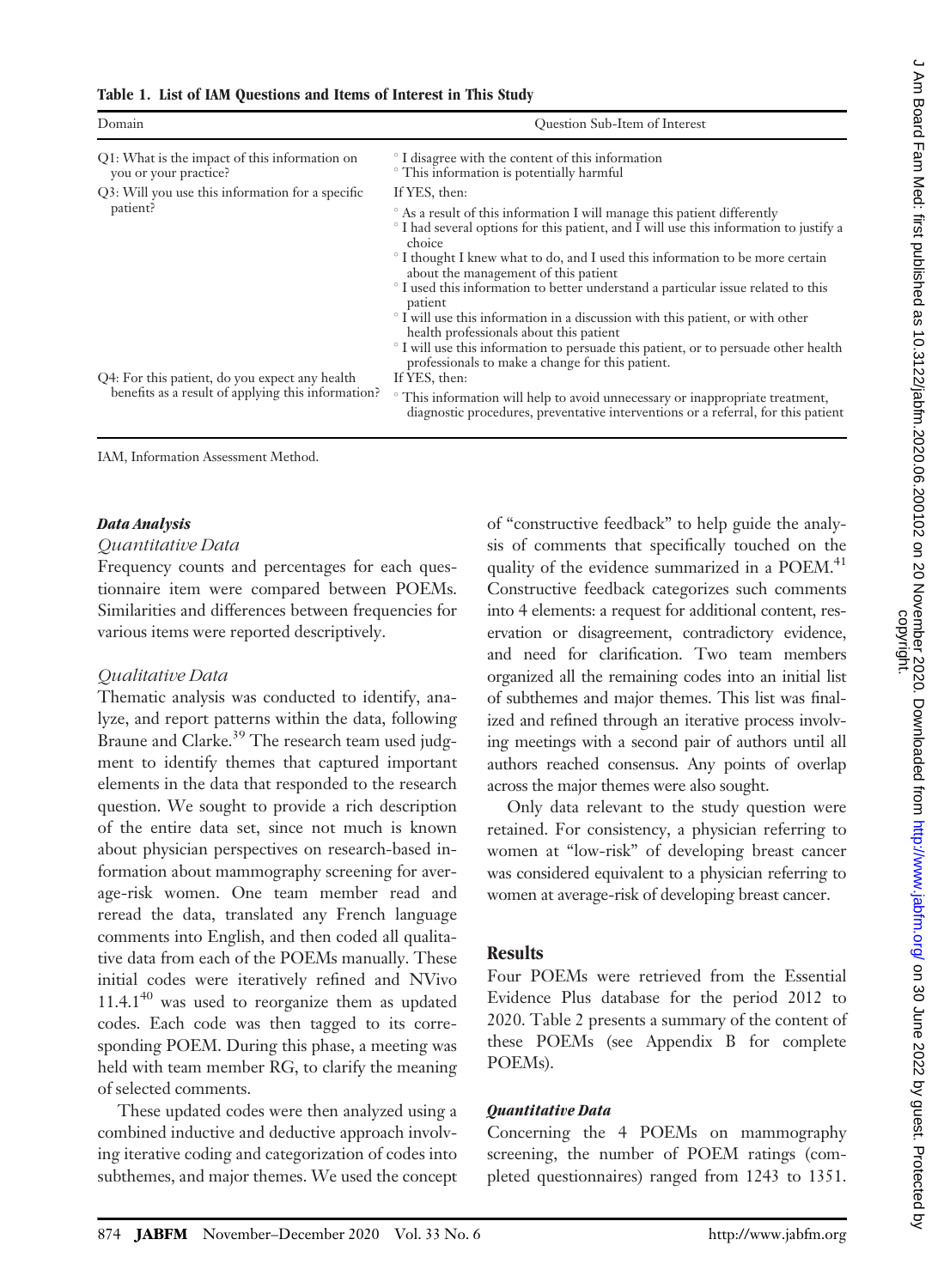**Table 1. List of IAM Questions and Items of Interest in This Study**

| Domain | Question Sub-Item of Interest |
|---|---|
| Q1: What is the impact of this information on you or your practice? | ◦ I disagree with the content of this information<br>◦ This information is potentially harmful |
| Q3: Will you use this information for a specific patient? | If YES, then:<br>◦ As a result of this information I will manage this patient differently<br>◦ I had several options for this patient, and I will use this information to justify a choice<br>◦ I thought I knew what to do, and I used this information to be more certain about the management of this patient<br>◦ I used this information to better understand a particular issue related to this patient<br>◦ I will use this information in a discussion with this patient, or with other health professionals about this patient<br>◦ I will use this information to persuade this patient, or to persuade other health professionals to make a change for this patient. |
| Q4: For this patient, do you expect any health benefits as a result of applying this information? | If YES, then:<br>◦ This information will help to avoid unnecessary or inappropriate treatment, diagnostic procedures, preventative interventions or a referral, for this patient |

IAM, Information Assessment Method.

### Data Analysis

#### Quantitative Data

Frequency counts and percentages for each questionnaire item were compared between POEMs. Similarities and differences between frequencies for various items were reported descriptively.

#### Qualitative Data

Thematic analysis was conducted to identify, analyze, and report patterns within the data, following Braune and Clarke.[39] The research team used judgment to identify themes that captured important elements in the data that responded to the research question. We sought to provide a rich description of the entire data set, since not much is known about physician perspectives on research-based information about mammography screening for average-risk women. One team member read and reread the data, translated any French language comments into English, and then coded all qualitative data from each of the POEMs manually. These initial codes were iteratively refined and NVivo 11.4.1[40] was used to reorganize them as updated codes. Each code was then tagged to its corresponding POEM. During this phase, a meeting was held with team member RG, to clarify the meaning of selected comments.

These updated codes were then analyzed using a combined inductive and deductive approach involving iterative coding and categorization of codes into subthemes, and major themes. We used the concept of "constructive feedback" to help guide the analysis of comments that specifically touched on the quality of the evidence summarized in a POEM.[41] Constructive feedback categorizes such comments into 4 elements: a request for additional content, reservation or disagreement, contradictory evidence, and need for clarification. Two team members organized all the remaining codes into an initial list of subthemes and major themes. This list was finalized and refined through an iterative process involving meetings with a second pair of authors until all authors reached consensus. Any points of overlap across the major themes were also sought.

Only data relevant to the study question were retained. For consistency, a physician referring to women at "low-risk" of developing breast cancer was considered equivalent to a physician referring to women at average-risk of developing breast cancer.

## Results

Four POEMs were retrieved from the Essential Evidence Plus database for the period 2012 to 2020. Table 2 presents a summary of the content of these POEMs (see Appendix B for complete POEMs).

### Quantitative Data

Concerning the 4 POEMs on mammography screening, the number of POEM ratings (completed questionnaires) ranged from 1243 to 1351.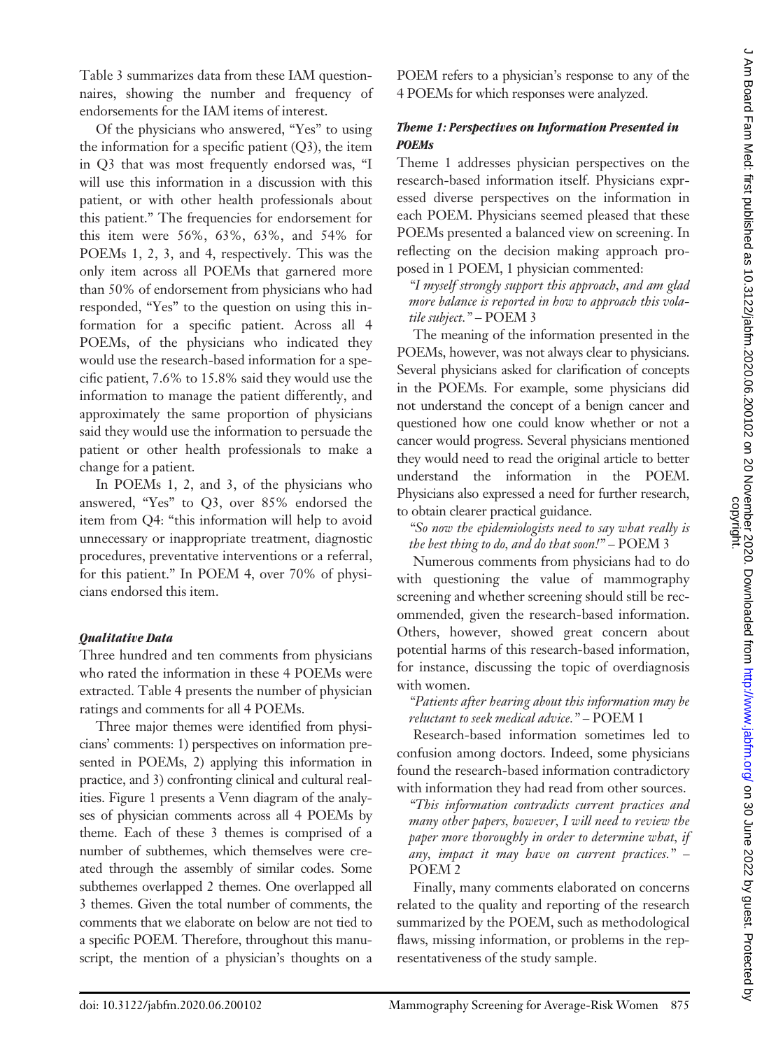Table 3 summarizes data from these IAM questionnaires, showing the number and frequency of endorsements for the IAM items of interest.

Of the physicians who answered, "Yes" to using the information for a specific patient (Q3), the item in Q3 that was most frequently endorsed was, "I will use this information in a discussion with this patient, or with other health professionals about this patient." The frequencies for endorsement for this item were 56%, 63%, 63%, and 54% for POEMs 1, 2, 3, and 4, respectively. This was the only item across all POEMs that garnered more than 50% of endorsement from physicians who had responded, "Yes" to the question on using this information for a specific patient. Across all 4 POEMs, of the physicians who indicated they would use the research-based information for a specific patient, 7.6% to 15.8% said they would use the information to manage the patient differently, and approximately the same proportion of physicians said they would use the information to persuade the patient or other health professionals to make a change for a patient.

In POEMs 1, 2, and 3, of the physicians who answered, "Yes" to Q3, over 85% endorsed the item from Q4: "this information will help to avoid unnecessary or inappropriate treatment, diagnostic procedures, preventative interventions or a referral, for this patient." In POEM 4, over 70% of physicians endorsed this item.

### *Qualitative Data*

Three hundred and ten comments from physicians who rated the information in these 4 POEMs were extracted. Table 4 presents the number of physician ratings and comments for all 4 POEMs.

Three major themes were identified from physicians' comments: 1) perspectives on information presented in POEMs, 2) applying this information in practice, and 3) confronting clinical and cultural realities. Figure 1 presents a Venn diagram of the analyses of physician comments across all 4 POEMs by theme. Each of these 3 themes is comprised of a number of subthemes, which themselves were created through the assembly of similar codes. Some subthemes overlapped 2 themes. One overlapped all 3 themes. Given the total number of comments, the comments that we elaborate on below are not tied to a specific POEM. Therefore, throughout this manuscript, the mention of a physician's thoughts on a POEM refers to a physician's response to any of the 4 POEMs for which responses were analyzed.

### *Theme 1: Perspectives on Information Presented in POEMs*

Theme 1 addresses physician perspectives on the research-based information itself. Physicians expressed diverse perspectives on the information in each POEM. Physicians seemed pleased that these POEMs presented a balanced view on screening. In reflecting on the decision making approach proposed in 1 POEM, 1 physician commented:

> *"I myself strongly support this approach, and am glad more balance is reported in how to approach this volatile subject."* – POEM 3

The meaning of the information presented in the POEMs, however, was not always clear to physicians. Several physicians asked for clarification of concepts in the POEMs. For example, some physicians did not understand the concept of a benign cancer and questioned how one could know whether or not a cancer would progress. Several physicians mentioned they would need to read the original article to better understand the information in the POEM. Physicians also expressed a need for further research, to obtain clearer practical guidance.

> *"So now the epidemiologists need to say what really is the best thing to do, and do that soon!"* – POEM 3

Numerous comments from physicians had to do with questioning the value of mammography screening and whether screening should still be recommended, given the research-based information. Others, however, showed great concern about potential harms of this research-based information, for instance, discussing the topic of overdiagnosis with women.

> *"Patients after hearing about this information may be reluctant to seek medical advice."* – POEM 1

Research-based information sometimes led to confusion among doctors. Indeed, some physicians found the research-based information contradictory with information they had read from other sources.

> *"This information contradicts current practices and many other papers, however, I will need to review the paper more thoroughly in order to determine what, if any, impact it may have on current practices."* – POEM 2

Finally, many comments elaborated on concerns related to the quality and reporting of the research summarized by the POEM, such as methodological flaws, missing information, or problems in the representativeness of the study sample.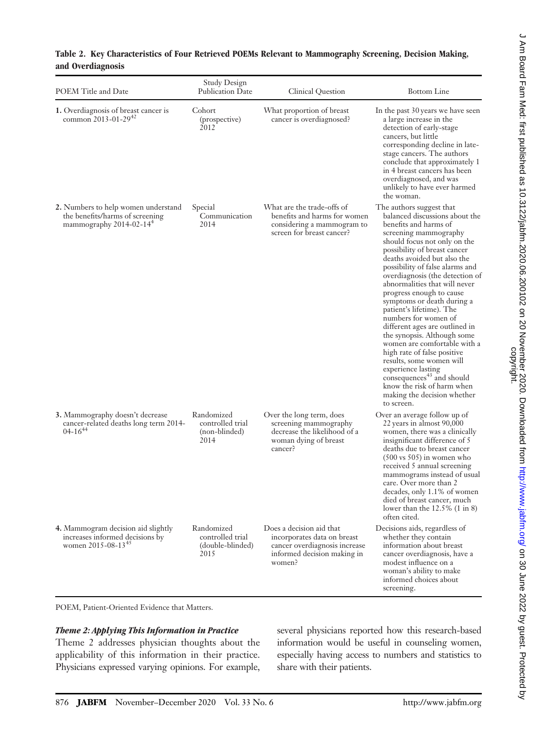**Table 2. Key Characteristics of Four Retrieved POEMs Relevant to Mammography Screening, Decision Making, and Overdiagnosis**

| POEM Title and Date | Study Design Publication Date | Clinical Question | Bottom Line |
|---|---|---|---|
| **1.** Overdiagnosis of breast cancer is common 2013-01-29[42] | Cohort (prospective) 2012 | What proportion of breast cancer is overdiagnosed? | In the past 30 years we have seen a large increase in the detection of early-stage cancers, but little corresponding decline in late-stage cancers. The authors conclude that approximately 1 in 4 breast cancers has been overdiagnosed, and was unlikely to have ever harmed the woman. |
| **2.** Numbers to help women understand the benefits/harms of screening mammography 2014-02-14[4] | Special Communication 2014 | What are the trade-offs of benefits and harms for women considering a mammogram to screen for breast cancer? | The authors suggest that balanced discussions about the benefits and harms of screening mammography should focus not only on the possibility of breast cancer deaths avoided but also the possibility of false alarms and overdiagnosis (the detection of abnormalities that will never progress enough to cause symptoms or death during a patient's lifetime). The numbers for women of different ages are outlined in the synopsis. Although some women are comfortable with a high rate of false positive results, some women will experience lasting consequences[43] and should know the risk of harm when making the decision whether to screen. |
| **3.** Mammography doesn't decrease cancer-related deaths long term 2014-04-16[44] | Randomized controlled trial (non-blinded) 2014 | Over the long term, does screening mammography decrease the likelihood of a woman dying of breast cancer? | Over an average follow up of 22 years in almost 90,000 women, there was a clinically insignificant difference of 5 deaths due to breast cancer (500 vs 505) in women who received 5 annual screening mammograms instead of usual care. Over more than 2 decades, only 1.1% of women died of breast cancer, much lower than the 12.5% (1 in 8) often cited. |
| **4.** Mammogram decision aid slightly increases informed decisions by women 2015-08-13[45] | Randomized controlled trial (double-blinded) 2015 | Does a decision aid that incorporates data on breast cancer overdiagnosis increase informed decision making in women? | Decisions aids, regardless of whether they contain information about breast cancer overdiagnosis, have a modest influence on a woman's ability to make informed choices about screening. |

POEM, Patient-Oriented Evidence that Matters.

### *Theme 2: Applying This Information in Practice*

Theme 2 addresses physician thoughts about the applicability of this information in their practice. Physicians expressed varying opinions. For example, several physicians reported how this research-based information would be useful in counseling women, especially having access to numbers and statistics to share with their patients.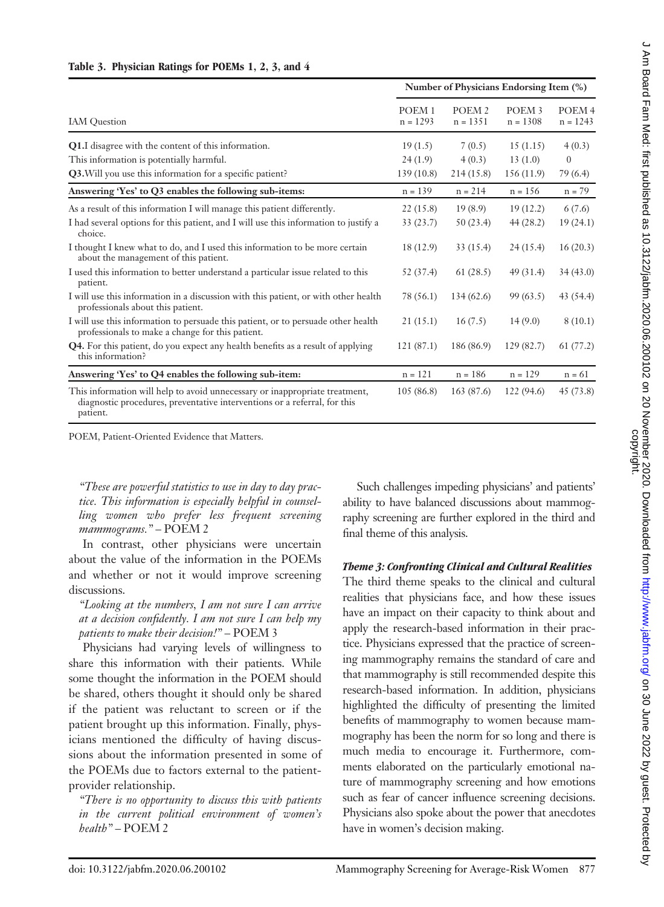**Table 3. Physician Ratings for POEMs 1, 2, 3, and 4**

| IAM Question | Number of Physicians Endorsing Item (%) | | | |
|---|---|---|---|---|
| | POEM 1 n = 1293 | POEM 2 n = 1351 | POEM 3 n = 1308 | POEM 4 n = 1243 |
| **Q1.** I disagree with the content of this information. | 19 (1.5) | 7 (0.5) | 15 (1.15) | 4 (0.3) |
| This information is potentially harmful. | 24 (1.9) | 4 (0.3) | 13 (1.0) | 0 |
| **Q3.** Will you use this information for a specific patient? | 139 (10.8) | 214 (15.8) | 156 (11.9) | 79 (6.4) |
| **Answering 'Yes' to Q3 enables the following sub-items:** | n = 139 | n = 214 | n = 156 | n = 79 |
| As a result of this information I will manage this patient differently. | 22 (15.8) | 19 (8.9) | 19 (12.2) | 6 (7.6) |
| I had several options for this patient, and I will use this information to justify a choice. | 33 (23.7) | 50 (23.4) | 44 (28.2) | 19 (24.1) |
| I thought I knew what to do, and I used this information to be more certain about the management of this patient. | 18 (12.9) | 33 (15.4) | 24 (15.4) | 16 (20.3) |
| I used this information to better understand a particular issue related to this patient. | 52 (37.4) | 61 (28.5) | 49 (31.4) | 34 (43.0) |
| I will use this information in a discussion with this patient, or with other health professionals about this patient. | 78 (56.1) | 134 (62.6) | 99 (63.5) | 43 (54.4) |
| I will use this information to persuade this patient, or to persuade other health professionals to make a change for this patient. | 21 (15.1) | 16 (7.5) | 14 (9.0) | 8 (10.1) |
| **Q4.** For this patient, do you expect any health benefits as a result of applying this information? | 121 (87.1) | 186 (86.9) | 129 (82.7) | 61 (77.2) |
| **Answering 'Yes' to Q4 enables the following sub-item:** | n = 121 | n = 186 | n = 129 | n = 61 |
| This information will help to avoid unnecessary or inappropriate treatment, diagnostic procedures, preventative interventions or a referral, for this patient. | 105 (86.8) | 163 (87.6) | 122 (94.6) | 45 (73.8) |

POEM, Patient-Oriented Evidence that Matters.

*"These are powerful statistics to use in day to day practice. This information is especially helpful in counselling women who prefer less frequent screening mammograms."* – POEM 2

In contrast, other physicians were uncertain about the value of the information in the POEMs and whether or not it would improve screening discussions.

*"Looking at the numbers, I am not sure I can arrive at a decision confidently. I am not sure I can help my patients to make their decision!"* – POEM 3

Physicians had varying levels of willingness to share this information with their patients. While some thought the information in the POEM should be shared, others thought it should only be shared if the patient was reluctant to screen or if the patient brought up this information. Finally, physicians mentioned the difficulty of having discussions about the information presented in some of the POEMs due to factors external to the patient-provider relationship.

*"There is no opportunity to discuss this with patients in the current political environment of women's health"* – POEM 2

Such challenges impeding physicians' and patients' ability to have balanced discussions about mammography screening are further explored in the third and final theme of this analysis.

### *Theme 3: Confronting Clinical and Cultural Realities*

The third theme speaks to the clinical and cultural realities that physicians face, and how these issues have an impact on their capacity to think about and apply the research-based information in their practice. Physicians expressed that the practice of screening mammography remains the standard of care and that mammography is still recommended despite this research-based information. In addition, physicians highlighted the difficulty of presenting the limited benefits of mammography to women because mammography has been the norm for so long and there is much media to encourage it. Furthermore, comments elaborated on the particularly emotional nature of mammography screening and how emotions such as fear of cancer influence screening decisions. Physicians also spoke about the power that anecdotes have in women's decision making.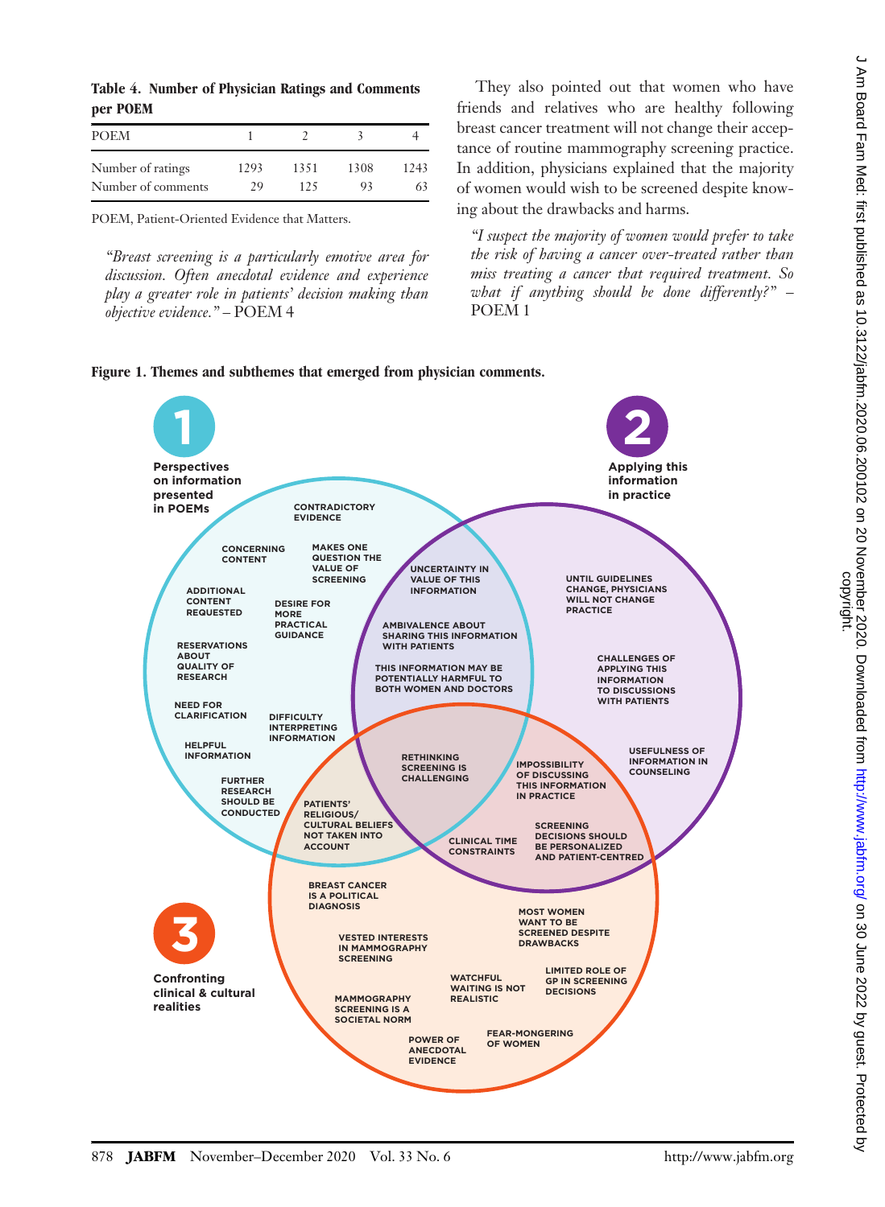**Table 4. Number of Physician Ratings and Comments per POEM**

| POEM | 1 | 2 | 3 | 4 |
|---|---|---|---|---|
| Number of ratings | 1293 | 1351 | 1308 | 1243 |
| Number of comments | 29 | 125 | 93 | 63 |

POEM, Patient-Oriented Evidence that Matters.

> *"Breast screening is a particularly emotive area for discussion. Often anecdotal evidence and experience play a greater role in patients' decision making than objective evidence."* – POEM 4

They also pointed out that women who have friends and relatives who are healthy following breast cancer treatment will not change their acceptance of routine mammography screening practice. In addition, physicians explained that the majority of women would wish to be screened despite knowing about the drawbacks and harms.

> *"I suspect the majority of women would prefer to take the risk of having a cancer over-treated rather than miss treating a cancer that required treatment. So what if anything should be done differently?"* – POEM 1

**Figure 1. Themes and subthemes that emerged from physician comments.**

**1 Perspectives on information presented in POEMs**
- Contradictory evidence
- Concerning content
- Makes one question the value of screening
- Additional content requested
- Desire for more practical guidance
- Reservations about quality of research
- Need for clarification
- Difficulty interpreting information
- Helpful information
- Further research should be conducted

**2 Applying this information in practice**
- Until guidelines change, physicians will not change practice
- Challenges of applying this information to discussions with patients
- Usefulness of information in counseling

**3 Confronting clinical & cultural realities**
- Breast cancer is a political diagnosis
- Vested interests in mammography screening
- Mammography screening is a societal norm
- Power of anecdotal evidence
- Watchful waiting is not realistic
- Fear-mongering of women
- Most women want to be screened despite drawbacks
- Limited role of GP in screening decisions

**Overlap 1 & 2**
- Uncertainty in value of this information
- Ambivalence about sharing this information with patients
- This information may be potentially harmful to both women and doctors

**Overlap 1 & 3**
- Patients' religious/cultural beliefs not taken into account

**Overlap 2 & 3**
- Impossibility of discussing this information in practice
- Screening decisions should be personalized and patient-centred

**Overlap 1, 2 & 3**
- Rethinking screening is challenging
- Clinical time constraints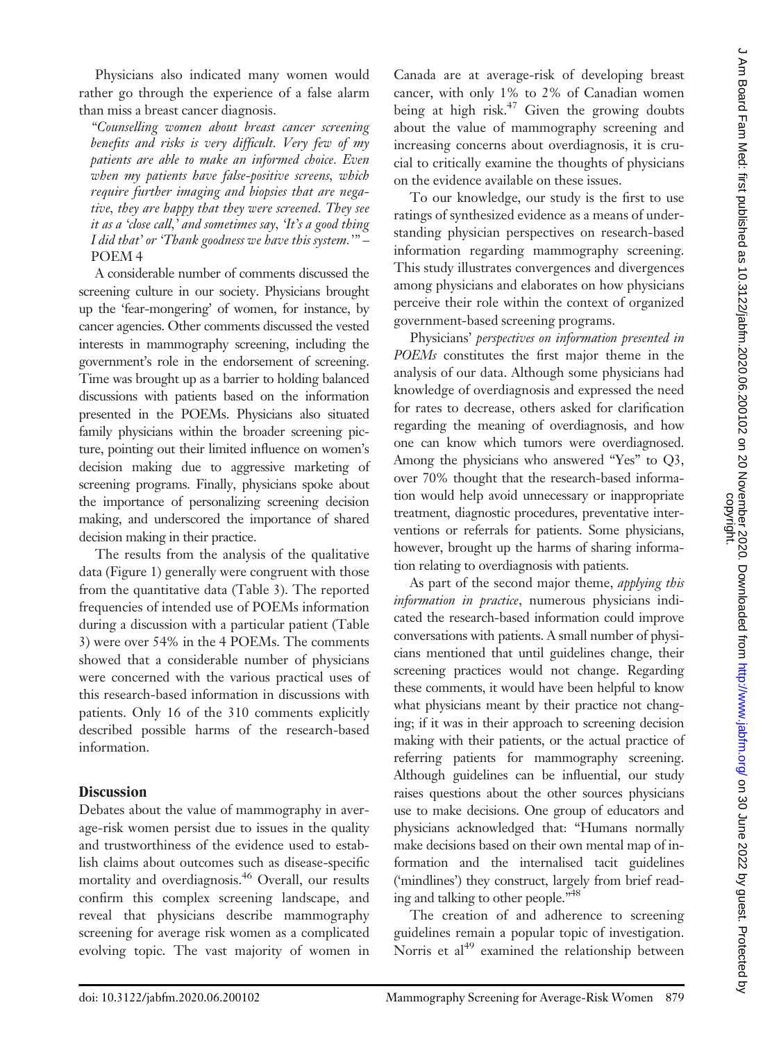Physicians also indicated many women would rather go through the experience of a false alarm than miss a breast cancer diagnosis.

*"Counselling women about breast cancer screening benefits and risks is very difficult. Very few of my patients are able to make an informed choice. Even when my patients have false-positive screens, which require further imaging and biopsies that are negative, they are happy that they were screened. They see it as a 'close call,' and sometimes say, 'It's a good thing I did that' or 'Thank goodness we have this system.'"* – POEM 4

A considerable number of comments discussed the screening culture in our society. Physicians brought up the 'fear-mongering' of women, for instance, by cancer agencies. Other comments discussed the vested interests in mammography screening, including the government's role in the endorsement of screening. Time was brought up as a barrier to holding balanced discussions with patients based on the information presented in the POEMs. Physicians also situated family physicians within the broader screening picture, pointing out their limited influence on women's decision making due to aggressive marketing of screening programs. Finally, physicians spoke about the importance of personalizing screening decision making, and underscored the importance of shared decision making in their practice.

The results from the analysis of the qualitative data (Figure 1) generally were congruent with those from the quantitative data (Table 3). The reported frequencies of intended use of POEMs information during a discussion with a particular patient (Table 3) were over 54% in the 4 POEMs. The comments showed that a considerable number of physicians were concerned with the various practical uses of this research-based information in discussions with patients. Only 16 of the 310 comments explicitly described possible harms of the research-based information.

## Discussion

Debates about the value of mammography in average-risk women persist due to issues in the quality and trustworthiness of the evidence used to establish claims about outcomes such as disease-specific mortality and overdiagnosis.[46] Overall, our results confirm this complex screening landscape, and reveal that physicians describe mammography screening for average risk women as a complicated evolving topic. The vast majority of women in Canada are at average-risk of developing breast cancer, with only 1% to 2% of Canadian women being at high risk.[47] Given the growing doubts about the value of mammography screening and increasing concerns about overdiagnosis, it is crucial to critically examine the thoughts of physicians on the evidence available on these issues.

To our knowledge, our study is the first to use ratings of synthesized evidence as a means of understanding physician perspectives on research-based information regarding mammography screening. This study illustrates convergences and divergences among physicians and elaborates on how physicians perceive their role within the context of organized government-based screening programs.

Physicians' *perspectives on information presented in POEMs* constitutes the first major theme in the analysis of our data. Although some physicians had knowledge of overdiagnosis and expressed the need for rates to decrease, others asked for clarification regarding the meaning of overdiagnosis, and how one can know which tumors were overdiagnosed. Among the physicians who answered "Yes" to Q3, over 70% thought that the research-based information would help avoid unnecessary or inappropriate treatment, diagnostic procedures, preventative interventions or referrals for patients. Some physicians, however, brought up the harms of sharing information relating to overdiagnosis with patients.

As part of the second major theme, *applying this information in practice*, numerous physicians indicated the research-based information could improve conversations with patients. A small number of physicians mentioned that until guidelines change, their screening practices would not change. Regarding these comments, it would have been helpful to know what physicians meant by their practice not changing; if it was in their approach to screening decision making with their patients, or the actual practice of referring patients for mammography screening. Although guidelines can be influential, our study raises questions about the other sources physicians use to make decisions. One group of educators and physicians acknowledged that: "Humans normally make decisions based on their own mental map of information and the internalised tacit guidelines ('mindlines') they construct, largely from brief reading and talking to other people."[48]

The creation of and adherence to screening guidelines remain a popular topic of investigation. Norris et al[49] examined the relationship between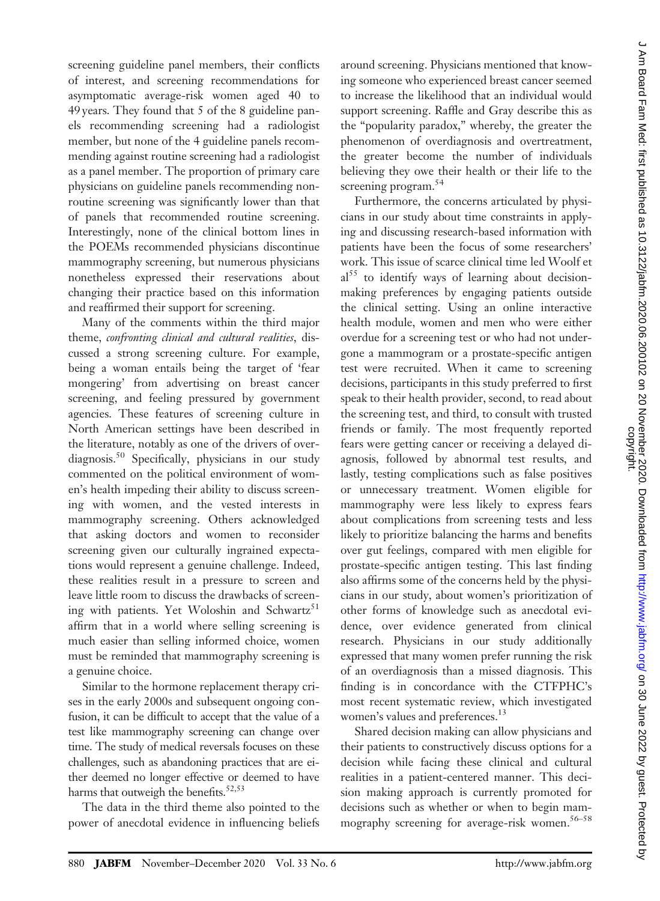screening guideline panel members, their conflicts of interest, and screening recommendations for asymptomatic average-risk women aged 40 to 49 years. They found that 5 of the 8 guideline panels recommending screening had a radiologist member, but none of the 4 guideline panels recommending against routine screening had a radiologist as a panel member. The proportion of primary care physicians on guideline panels recommending nonroutine screening was significantly lower than that of panels that recommended routine screening. Interestingly, none of the clinical bottom lines in the POEMs recommended physicians discontinue mammography screening, but numerous physicians nonetheless expressed their reservations about changing their practice based on this information and reaffirmed their support for screening.

Many of the comments within the third major theme, *confronting clinical and cultural realities*, discussed a strong screening culture. For example, being a woman entails being the target of 'fear mongering' from advertising on breast cancer screening, and feeling pressured by government agencies. These features of screening culture in North American settings have been described in the literature, notably as one of the drivers of overdiagnosis.[50] Specifically, physicians in our study commented on the political environment of women's health impeding their ability to discuss screening with women, and the vested interests in mammography screening. Others acknowledged that asking doctors and women to reconsider screening given our culturally ingrained expectations would represent a genuine challenge. Indeed, these realities result in a pressure to screen and leave little room to discuss the drawbacks of screening with patients. Yet Woloshin and Schwartz[51] affirm that in a world where selling screening is much easier than selling informed choice, women must be reminded that mammography screening is a genuine choice.

Similar to the hormone replacement therapy crises in the early 2000s and subsequent ongoing confusion, it can be difficult to accept that the value of a test like mammography screening can change over time. The study of medical reversals focuses on these challenges, such as abandoning practices that are either deemed no longer effective or deemed to have harms that outweigh the benefits.[52,53]

The data in the third theme also pointed to the power of anecdotal evidence in influencing beliefs around screening. Physicians mentioned that knowing someone who experienced breast cancer seemed to increase the likelihood that an individual would support screening. Raffle and Gray describe this as the "popularity paradox," whereby, the greater the phenomenon of overdiagnosis and overtreatment, the greater become the number of individuals believing they owe their health or their life to the screening program.[54]

Furthermore, the concerns articulated by physicians in our study about time constraints in applying and discussing research-based information with patients have been the focus of some researchers' work. This issue of scarce clinical time led Woolf et al[55] to identify ways of learning about decision-making preferences by engaging patients outside the clinical setting. Using an online interactive health module, women and men who were either overdue for a screening test or who had not undergone a mammogram or a prostate-specific antigen test were recruited. When it came to screening decisions, participants in this study preferred to first speak to their health provider, second, to read about the screening test, and third, to consult with trusted friends or family. The most frequently reported fears were getting cancer or receiving a delayed diagnosis, followed by abnormal test results, and lastly, testing complications such as false positives or unnecessary treatment. Women eligible for mammography were less likely to express fears about complications from screening tests and less likely to prioritize balancing the harms and benefits over gut feelings, compared with men eligible for prostate-specific antigen testing. This last finding also affirms some of the concerns held by the physicians in our study, about women's prioritization of other forms of knowledge such as anecdotal evidence, over evidence generated from clinical research. Physicians in our study additionally expressed that many women prefer running the risk of an overdiagnosis than a missed diagnosis. This finding is in concordance with the CTFPHC's most recent systematic review, which investigated women's values and preferences.[13]

Shared decision making can allow physicians and their patients to constructively discuss options for a decision while facing these clinical and cultural realities in a patient-centered manner. This decision making approach is currently promoted for decisions such as whether or when to begin mammography screening for average-risk women.[56–58]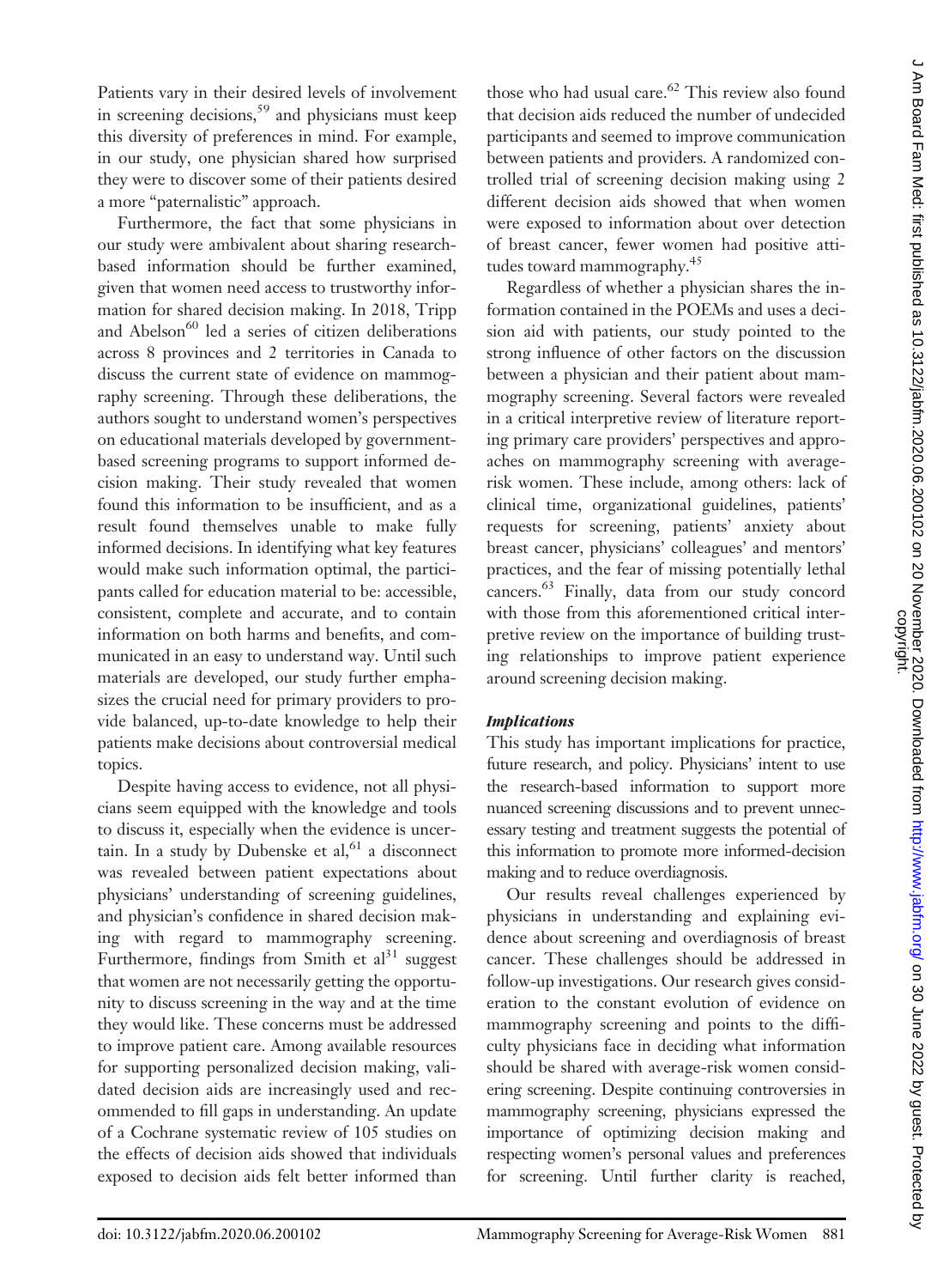Patients vary in their desired levels of involvement in screening decisions,[59] and physicians must keep this diversity of preferences in mind. For example, in our study, one physician shared how surprised they were to discover some of their patients desired a more "paternalistic" approach.

Furthermore, the fact that some physicians in our study were ambivalent about sharing research-based information should be further examined, given that women need access to trustworthy information for shared decision making. In 2018, Tripp and Abelson[60] led a series of citizen deliberations across 8 provinces and 2 territories in Canada to discuss the current state of evidence on mammography screening. Through these deliberations, the authors sought to understand women's perspectives on educational materials developed by government-based screening programs to support informed decision making. Their study revealed that women found this information to be insufficient, and as a result found themselves unable to make fully informed decisions. In identifying what key features would make such information optimal, the participants called for education material to be: accessible, consistent, complete and accurate, and to contain information on both harms and benefits, and communicated in an easy to understand way. Until such materials are developed, our study further emphasizes the crucial need for primary providers to provide balanced, up-to-date knowledge to help their patients make decisions about controversial medical topics.

Despite having access to evidence, not all physicians seem equipped with the knowledge and tools to discuss it, especially when the evidence is uncertain. In a study by Dubenske et al,[61] a disconnect was revealed between patient expectations about physicians' understanding of screening guidelines, and physician's confidence in shared decision making with regard to mammography screening. Furthermore, findings from Smith et al[31] suggest that women are not necessarily getting the opportunity to discuss screening in the way and at the time they would like. These concerns must be addressed to improve patient care. Among available resources for supporting personalized decision making, validated decision aids are increasingly used and recommended to fill gaps in understanding. An update of a Cochrane systematic review of 105 studies on the effects of decision aids showed that individuals exposed to decision aids felt better informed than those who had usual care.[62] This review also found that decision aids reduced the number of undecided participants and seemed to improve communication between patients and providers. A randomized controlled trial of screening decision making using 2 different decision aids showed that when women were exposed to information about over detection of breast cancer, fewer women had positive attitudes toward mammography.[45]

Regardless of whether a physician shares the information contained in the POEMs and uses a decision aid with patients, our study pointed to the strong influence of other factors on the discussion between a physician and their patient about mammography screening. Several factors were revealed in a critical interpretive review of literature reporting primary care providers' perspectives and approaches on mammography screening with average-risk women. These include, among others: lack of clinical time, organizational guidelines, patients' requests for screening, patients' anxiety about breast cancer, physicians' colleagues' and mentors' practices, and the fear of missing potentially lethal cancers.[63] Finally, data from our study concord with those from this aforementioned critical interpretive review on the importance of building trusting relationships to improve patient experience around screening decision making.

### *Implications*

This study has important implications for practice, future research, and policy. Physicians' intent to use the research-based information to support more nuanced screening discussions and to prevent unnecessary testing and treatment suggests the potential of this information to promote more informed-decision making and to reduce overdiagnosis.

Our results reveal challenges experienced by physicians in understanding and explaining evidence about screening and overdiagnosis of breast cancer. These challenges should be addressed in follow-up investigations. Our research gives consideration to the constant evolution of evidence on mammography screening and points to the difficulty physicians face in deciding what information should be shared with average-risk women considering screening. Despite continuing controversies in mammography screening, physicians expressed the importance of optimizing decision making and respecting women's personal values and preferences for screening. Until further clarity is reached,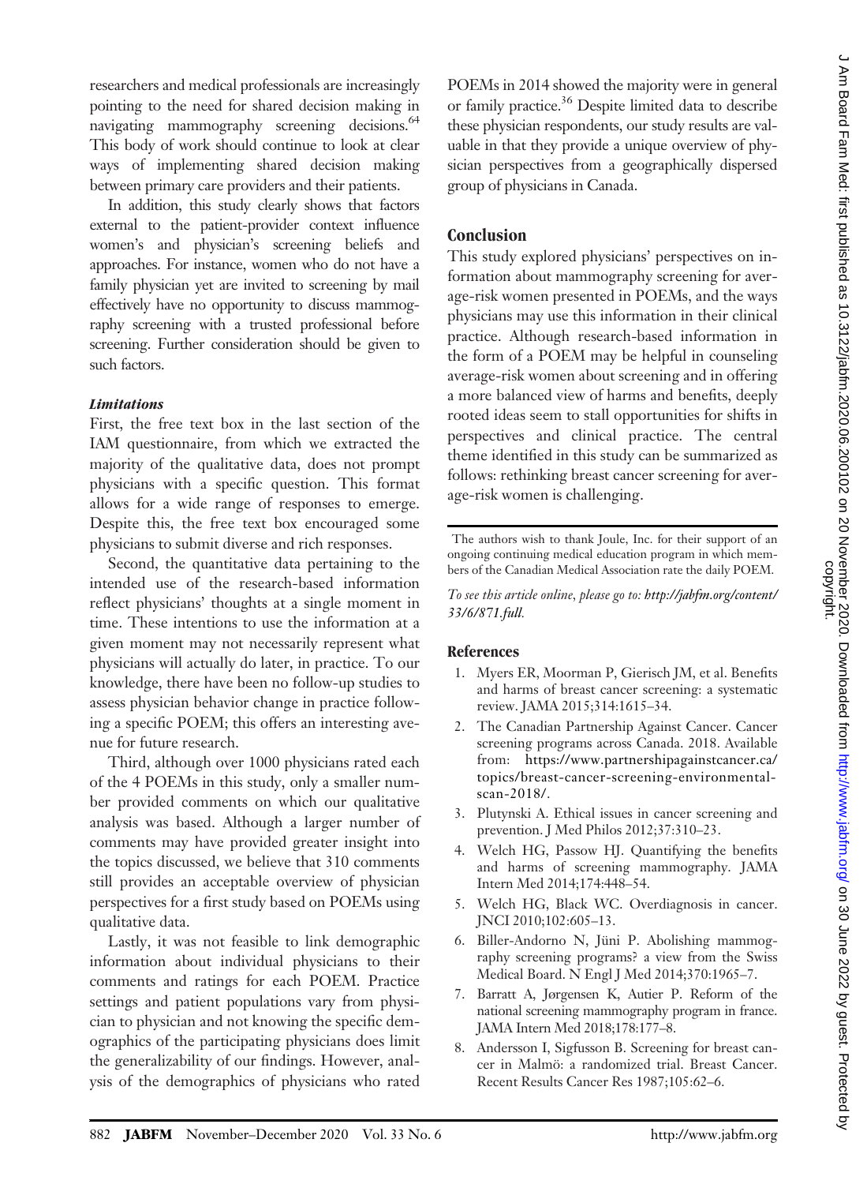researchers and medical professionals are increasingly pointing to the need for shared decision making in navigating mammography screening decisions.[64] This body of work should continue to look at clear ways of implementing shared decision making between primary care providers and their patients.

In addition, this study clearly shows that factors external to the patient-provider context influence women's and physician's screening beliefs and approaches. For instance, women who do not have a family physician yet are invited to screening by mail effectively have no opportunity to discuss mammography screening with a trusted professional before screening. Further consideration should be given to such factors.

### *Limitations*

First, the free text box in the last section of the IAM questionnaire, from which we extracted the majority of the qualitative data, does not prompt physicians with a specific question. This format allows for a wide range of responses to emerge. Despite this, the free text box encouraged some physicians to submit diverse and rich responses.

Second, the quantitative data pertaining to the intended use of the research-based information reflect physicians' thoughts at a single moment in time. These intentions to use the information at a given moment may not necessarily represent what physicians will actually do later, in practice. To our knowledge, there have been no follow-up studies to assess physician behavior change in practice following a specific POEM; this offers an interesting avenue for future research.

Third, although over 1000 physicians rated each of the 4 POEMs in this study, only a smaller number provided comments on which our qualitative analysis was based. Although a larger number of comments may have provided greater insight into the topics discussed, we believe that 310 comments still provides an acceptable overview of physician perspectives for a first study based on POEMs using qualitative data.

Lastly, it was not feasible to link demographic information about individual physicians to their comments and ratings for each POEM. Practice settings and patient populations vary from physician to physician and not knowing the specific demographics of the participating physicians does limit the generalizability of our findings. However, analysis of the demographics of physicians who rated POEMs in 2014 showed the majority were in general or family practice.[36] Despite limited data to describe these physician respondents, our study results are valuable in that they provide a unique overview of physician perspectives from a geographically dispersed group of physicians in Canada.

## Conclusion

This study explored physicians' perspectives on information about mammography screening for average-risk women presented in POEMs, and the ways physicians may use this information in their clinical practice. Although research-based information in the form of a POEM may be helpful in counseling average-risk women about screening and in offering a more balanced view of harms and benefits, deeply rooted ideas seem to stall opportunities for shifts in perspectives and clinical practice. The central theme identified in this study can be summarized as follows: rethinking breast cancer screening for average-risk women is challenging.

The authors wish to thank Joule, Inc. for their support of an ongoing continuing medical education program in which members of the Canadian Medical Association rate the daily POEM.

*To see this article online, please go to: http://jabfm.org/content/33/6/871.full.*

## References

1. Myers ER, Moorman P, Gierisch JM, et al. Benefits and harms of breast cancer screening: a systematic review. JAMA 2015;314:1615–34.
2. The Canadian Partnership Against Cancer. Cancer screening programs across Canada. 2018. Available from: https://www.partnershipagainstcancer.ca/topics/breast-cancer-screening-environmental-scan-2018/.
3. Plutynski A. Ethical issues in cancer screening and prevention. J Med Philos 2012;37:310–23.
4. Welch HG, Passow HJ. Quantifying the benefits and harms of screening mammography. JAMA Intern Med 2014;174:448–54.
5. Welch HG, Black WC. Overdiagnosis in cancer. JNCI 2010;102:605–13.
6. Biller-Andorno N, Jüni P. Abolishing mammography screening programs? a view from the Swiss Medical Board. N Engl J Med 2014;370:1965–7.
7. Barratt A, Jørgensen K, Autier P. Reform of the national screening mammography program in france. JAMA Intern Med 2018;178:177–8.
8. Andersson I, Sigfusson B. Screening for breast cancer in Malmö: a randomized trial. Breast Cancer. Recent Results Cancer Res 1987;105:62–6.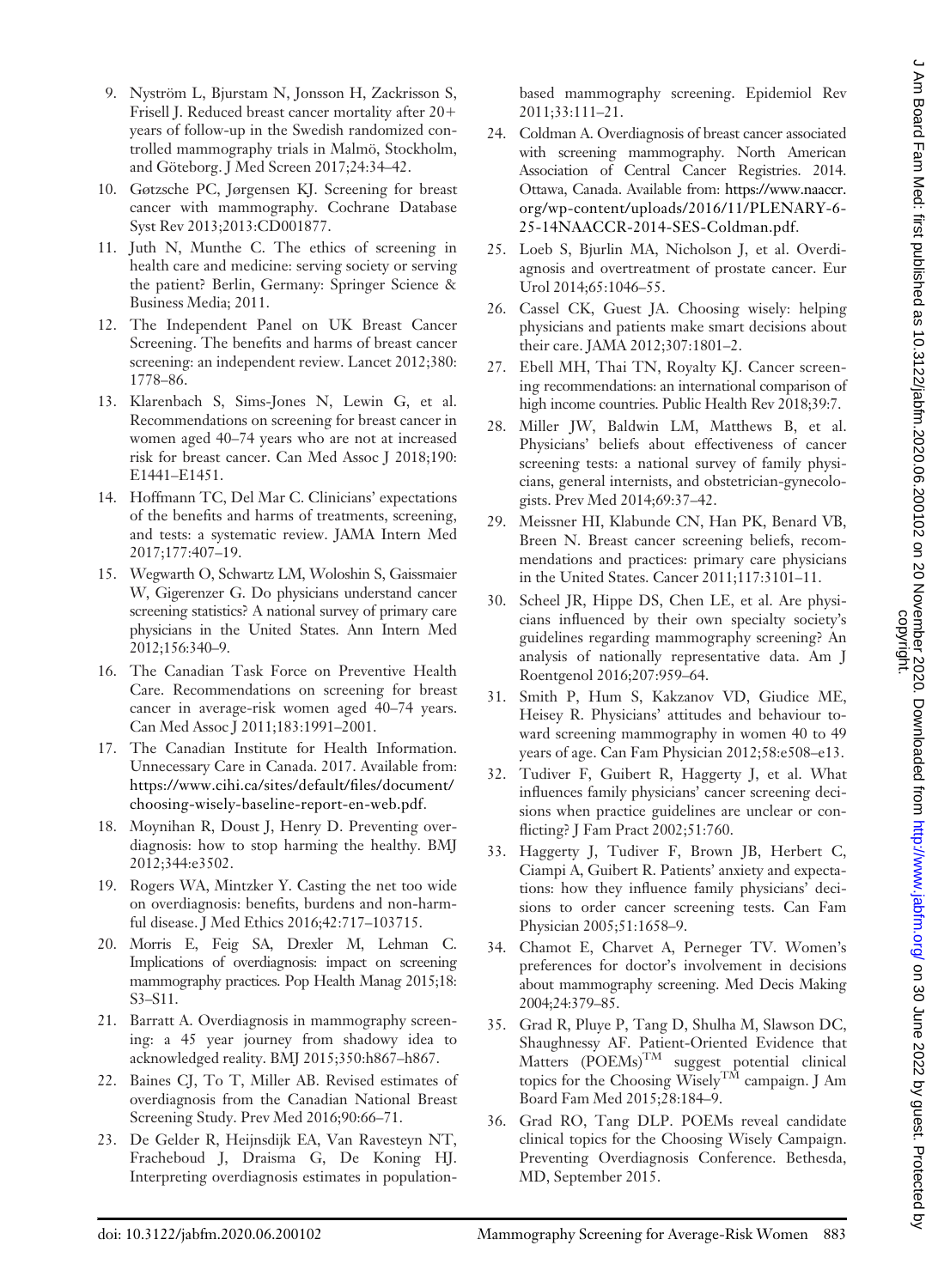9. Nyström L, Bjurstam N, Jonsson H, Zackrisson S, Frisell J. Reduced breast cancer mortality after 20+ years of follow-up in the Swedish randomized controlled mammography trials in Malmö, Stockholm, and Göteborg. J Med Screen 2017;24:34–42.
10. Gøtzsche PC, Jørgensen KJ. Screening for breast cancer with mammography. Cochrane Database Syst Rev 2013;2013:CD001877.
11. Juth N, Munthe C. The ethics of screening in health care and medicine: serving society or serving the patient? Berlin, Germany: Springer Science & Business Media; 2011.
12. The Independent Panel on UK Breast Cancer Screening. The benefits and harms of breast cancer screening: an independent review. Lancet 2012;380: 1778–86.
13. Klarenbach S, Sims-Jones N, Lewin G, et al. Recommendations on screening for breast cancer in women aged 40–74 years who are not at increased risk for breast cancer. Can Med Assoc J 2018;190: E1441–E1451.
14. Hoffmann TC, Del Mar C. Clinicians' expectations of the benefits and harms of treatments, screening, and tests: a systematic review. JAMA Intern Med 2017;177:407–19.
15. Wegwarth O, Schwartz LM, Woloshin S, Gaissmaier W, Gigerenzer G. Do physicians understand cancer screening statistics? A national survey of primary care physicians in the United States. Ann Intern Med 2012;156:340–9.
16. The Canadian Task Force on Preventive Health Care. Recommendations on screening for breast cancer in average-risk women aged 40–74 years. Can Med Assoc J 2011;183:1991–2001.
17. The Canadian Institute for Health Information. Unnecessary Care in Canada. 2017. Available from: https://www.cihi.ca/sites/default/files/document/choosing-wisely-baseline-report-en-web.pdf.
18. Moynihan R, Doust J, Henry D. Preventing overdiagnosis: how to stop harming the healthy. BMJ 2012;344:e3502.
19. Rogers WA, Mintzker Y. Casting the net too wide on overdiagnosis: benefits, burdens and non-harmful disease. J Med Ethics 2016;42:717–103715.
20. Morris E, Feig SA, Drexler M, Lehman C. Implications of overdiagnosis: impact on screening mammography practices. Pop Health Manag 2015;18: S3–S11.
21. Barratt A. Overdiagnosis in mammography screening: a 45 year journey from shadowy idea to acknowledged reality. BMJ 2015;350:h867–h867.
22. Baines CJ, To T, Miller AB. Revised estimates of overdiagnosis from the Canadian National Breast Screening Study. Prev Med 2016;90:66–71.
23. De Gelder R, Heijnsdijk EA, Van Ravesteyn NT, Fracheboud J, Draisma G, De Koning HJ. Interpreting overdiagnosis estimates in population-based mammography screening. Epidemiol Rev 2011;33:111–21.
24. Coldman A. Overdiagnosis of breast cancer associated with screening mammography. North American Association of Central Cancer Registries. 2014. Ottawa, Canada. Available from: https://www.naaccr.org/wp-content/uploads/2016/11/PLENARY-6-25-14NAACCR-2014-SES-Coldman.pdf.
25. Loeb S, Bjurlin MA, Nicholson J, et al. Overdiagnosis and overtreatment of prostate cancer. Eur Urol 2014;65:1046–55.
26. Cassel CK, Guest JA. Choosing wisely: helping physicians and patients make smart decisions about their care. JAMA 2012;307:1801–2.
27. Ebell MH, Thai TN, Royalty KJ. Cancer screening recommendations: an international comparison of high income countries. Public Health Rev 2018;39:7.
28. Miller JW, Baldwin LM, Matthews B, et al. Physicians' beliefs about effectiveness of cancer screening tests: a national survey of family physicians, general internists, and obstetrician-gynecologists. Prev Med 2014;69:37–42.
29. Meissner HI, Klabunde CN, Han PK, Benard VB, Breen N. Breast cancer screening beliefs, recommendations and practices: primary care physicians in the United States. Cancer 2011;117:3101–11.
30. Scheel JR, Hippe DS, Chen LE, et al. Are physicians influenced by their own specialty society's guidelines regarding mammography screening? An analysis of nationally representative data. Am J Roentgenol 2016;207:959–64.
31. Smith P, Hum S, Kakzanov VD, Giudice ME, Heisey R. Physicians' attitudes and behaviour toward screening mammography in women 40 to 49 years of age. Can Fam Physician 2012;58:e508–e13.
32. Tudiver F, Guibert R, Haggerty J, et al. What influences family physicians' cancer screening decisions when practice guidelines are unclear or conflicting? J Fam Pract 2002;51:760.
33. Haggerty J, Tudiver F, Brown JB, Herbert C, Ciampi A, Guibert R. Patients' anxiety and expectations: how they influence family physicians' decisions to order cancer screening tests. Can Fam Physician 2005;51:1658–9.
34. Chamot E, Charvet A, Perneger TV. Women's preferences for doctor's involvement in decisions about mammography screening. Med Decis Making 2004;24:379–85.
35. Grad R, Pluye P, Tang D, Shulha M, Slawson DC, Shaughnessy AF. Patient-Oriented Evidence that Matters (POEMs)$^{TM}$ suggest potential clinical topics for the Choosing Wisely$^{TM}$ campaign. J Am Board Fam Med 2015;28:184–9.
36. Grad RO, Tang DLP. POEMs reveal candidate clinical topics for the Choosing Wisely Campaign. Preventing Overdiagnosis Conference. Bethesda, MD, September 2015.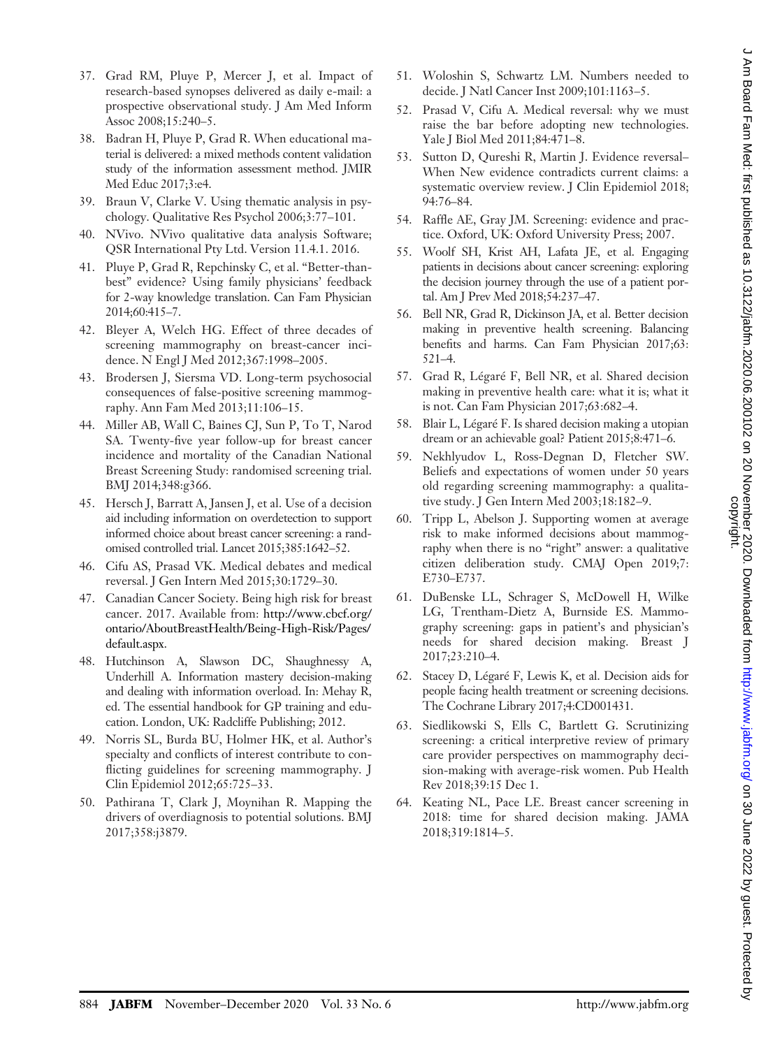37. Grad RM, Pluye P, Mercer J, et al. Impact of research-based synopses delivered as daily e-mail: a prospective observational study. J Am Med Inform Assoc 2008;15:240–5.
38. Badran H, Pluye P, Grad R. When educational material is delivered: a mixed methods content validation study of the information assessment method. JMIR Med Educ 2017;3:e4.
39. Braun V, Clarke V. Using thematic analysis in psychology. Qualitative Res Psychol 2006;3:77–101.
40. NVivo. NVivo qualitative data analysis Software; QSR International Pty Ltd. Version 11.4.1. 2016.
41. Pluye P, Grad R, Repchinsky C, et al. "Better-than-best" evidence? Using family physicians' feedback for 2-way knowledge translation. Can Fam Physician 2014;60:415–7.
42. Bleyer A, Welch HG. Effect of three decades of screening mammography on breast-cancer incidence. N Engl J Med 2012;367:1998–2005.
43. Brodersen J, Siersma VD. Long-term psychosocial consequences of false-positive screening mammography. Ann Fam Med 2013;11:106–15.
44. Miller AB, Wall C, Baines CJ, Sun P, To T, Narod SA. Twenty-five year follow-up for breast cancer incidence and mortality of the Canadian National Breast Screening Study: randomised screening trial. BMJ 2014;348:g366.
45. Hersch J, Barratt A, Jansen J, et al. Use of a decision aid including information on overdetection to support informed choice about breast cancer screening: a randomised controlled trial. Lancet 2015;385:1642–52.
46. Cifu AS, Prasad VK. Medical debates and medical reversal. J Gen Intern Med 2015;30:1729–30.
47. Canadian Cancer Society. Being high risk for breast cancer. 2017. Available from: http://www.cbcf.org/ontario/AboutBreastHealth/Being-High-Risk/Pages/default.aspx.
48. Hutchinson A, Slawson DC, Shaughnessy A, Underhill A. Information mastery decision-making and dealing with information overload. In: Mehay R, ed. The essential handbook for GP training and education. London, UK: Radcliffe Publishing; 2012.
49. Norris SL, Burda BU, Holmer HK, et al. Author's specialty and conflicts of interest contribute to conflicting guidelines for screening mammography. J Clin Epidemiol 2012;65:725–33.
50. Pathirana T, Clark J, Moynihan R. Mapping the drivers of overdiagnosis to potential solutions. BMJ 2017;358:j3879.
51. Woloshin S, Schwartz LM. Numbers needed to decide. J Natl Cancer Inst 2009;101:1163–5.
52. Prasad V, Cifu A. Medical reversal: why we must raise the bar before adopting new technologies. Yale J Biol Med 2011;84:471–8.
53. Sutton D, Qureshi R, Martin J. Evidence reversal–When New evidence contradicts current claims: a systematic overview review. J Clin Epidemiol 2018;94:76–84.
54. Raffle AE, Gray JM. Screening: evidence and practice. Oxford, UK: Oxford University Press; 2007.
55. Woolf SH, Krist AH, Lafata JE, et al. Engaging patients in decisions about cancer screening: exploring the decision journey through the use of a patient portal. Am J Prev Med 2018;54:237–47.
56. Bell NR, Grad R, Dickinson JA, et al. Better decision making in preventive health screening. Balancing benefits and harms. Can Fam Physician 2017;63:521–4.
57. Grad R, Légaré F, Bell NR, et al. Shared decision making in preventive health care: what it is; what it is not. Can Fam Physician 2017;63:682–4.
58. Blair L, Légaré F. Is shared decision making a utopian dream or an achievable goal? Patient 2015;8:471–6.
59. Nekhlyudov L, Ross-Degnan D, Fletcher SW. Beliefs and expectations of women under 50 years old regarding screening mammography: a qualitative study. J Gen Intern Med 2003;18:182–9.
60. Tripp L, Abelson J. Supporting women at average risk to make informed decisions about mammography when there is no "right" answer: a qualitative citizen deliberation study. CMAJ Open 2019;7:E730–E737.
61. DuBenske LL, Schrager S, McDowell H, Wilke LG, Trentham-Dietz A, Burnside ES. Mammography screening: gaps in patient's and physician's needs for shared decision making. Breast J 2017;23:210–4.
62. Stacey D, Légaré F, Lewis K, et al. Decision aids for people facing health treatment or screening decisions. The Cochrane Library 2017;4:CD001431.
63. Siedlikowski S, Ells C, Bartlett G. Scrutinizing screening: a critical interpretive review of primary care provider perspectives on mammography decision-making with average-risk women. Pub Health Rev 2018;39:15 Dec 1.
64. Keating NL, Pace LE. Breast cancer screening in 2018: time for shared decision making. JAMA 2018;319:1814–5.